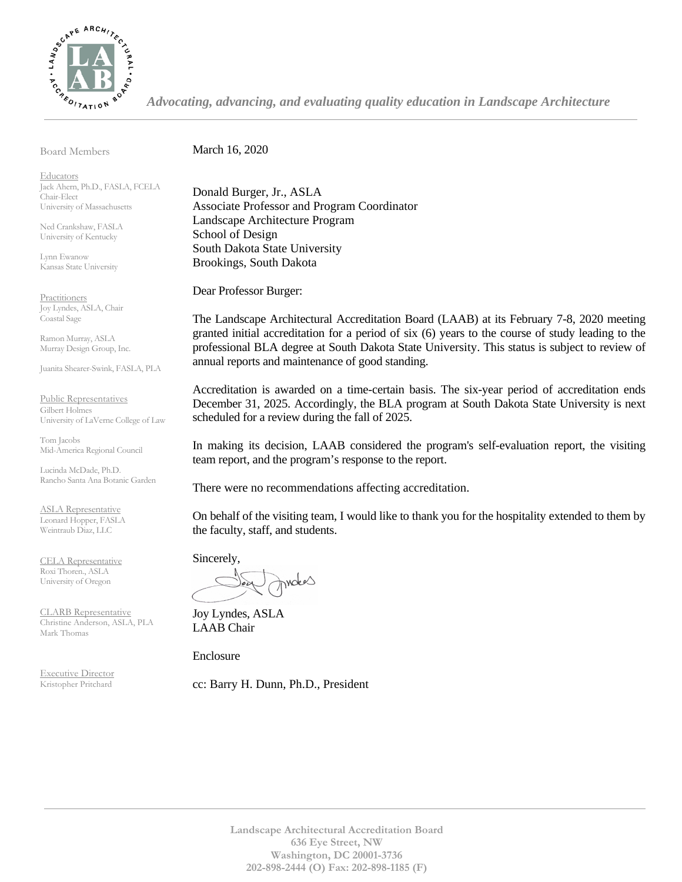*Advocating, advancing, and evaluating quality education in Landscape Architecture*

Board Members

Educators
Jack Ahern, Ph.D., FASLA, FCELA
Chair-Elect
University of Massachusetts

Ned Crankshaw, FASLA
University of Kentucky

Lynn Ewanow
Kansas State University

Practitioners
Joy Lyndes, ASLA, Chair
Coastal Sage

Ramon Murray, ASLA
Murray Design Group, Inc.

Juanita Shearer-Swink, FASLA, PLA

Public Representatives
Gilbert Holmes
University of LaVerne College of Law

Tom Jacobs
Mid-America Regional Council

Lucinda McDade, Ph.D.
Rancho Santa Ana Botanic Garden

ASLA Representative
Leonard Hopper, FASLA
Weintraub Diaz, LLC

CELA Representative
Roxi Thoren., ASLA
University of Oregon

CLARB Representative
Christine Anderson, ASLA, PLA
Mark Thomas

Executive Director
Kristopher Pritchard

March 16, 2020

Donald Burger, Jr., ASLA
Associate Professor and Program Coordinator
Landscape Architecture Program
School of Design
South Dakota State University
Brookings, South Dakota

Dear Professor Burger:

The Landscape Architectural Accreditation Board (LAAB) at its February 7-8, 2020 meeting granted initial accreditation for a period of six (6) years to the course of study leading to the professional BLA degree at South Dakota State University. This status is subject to review of annual reports and maintenance of good standing.

Accreditation is awarded on a time-certain basis. The six-year period of accreditation ends December 31, 2025. Accordingly, the BLA program at South Dakota State University is next scheduled for a review during the fall of 2025.

In making its decision, LAAB considered the program's self-evaluation report, the visiting team report, and the program's response to the report.

There were no recommendations affecting accreditation.

On behalf of the visiting team, I would like to thank you for the hospitality extended to them by the faculty, staff, and students.

Sincerely,

Joy Lyndes, ASLA
LAAB Chair

Enclosure

cc: Barry H. Dunn, Ph.D., President

**Landscape Architectural Accreditation Board**
**636 Eye Street, NW**
**Washington, DC 20001-3736**
**202-898-2444 (O) Fax: 202-898-1185 (F)**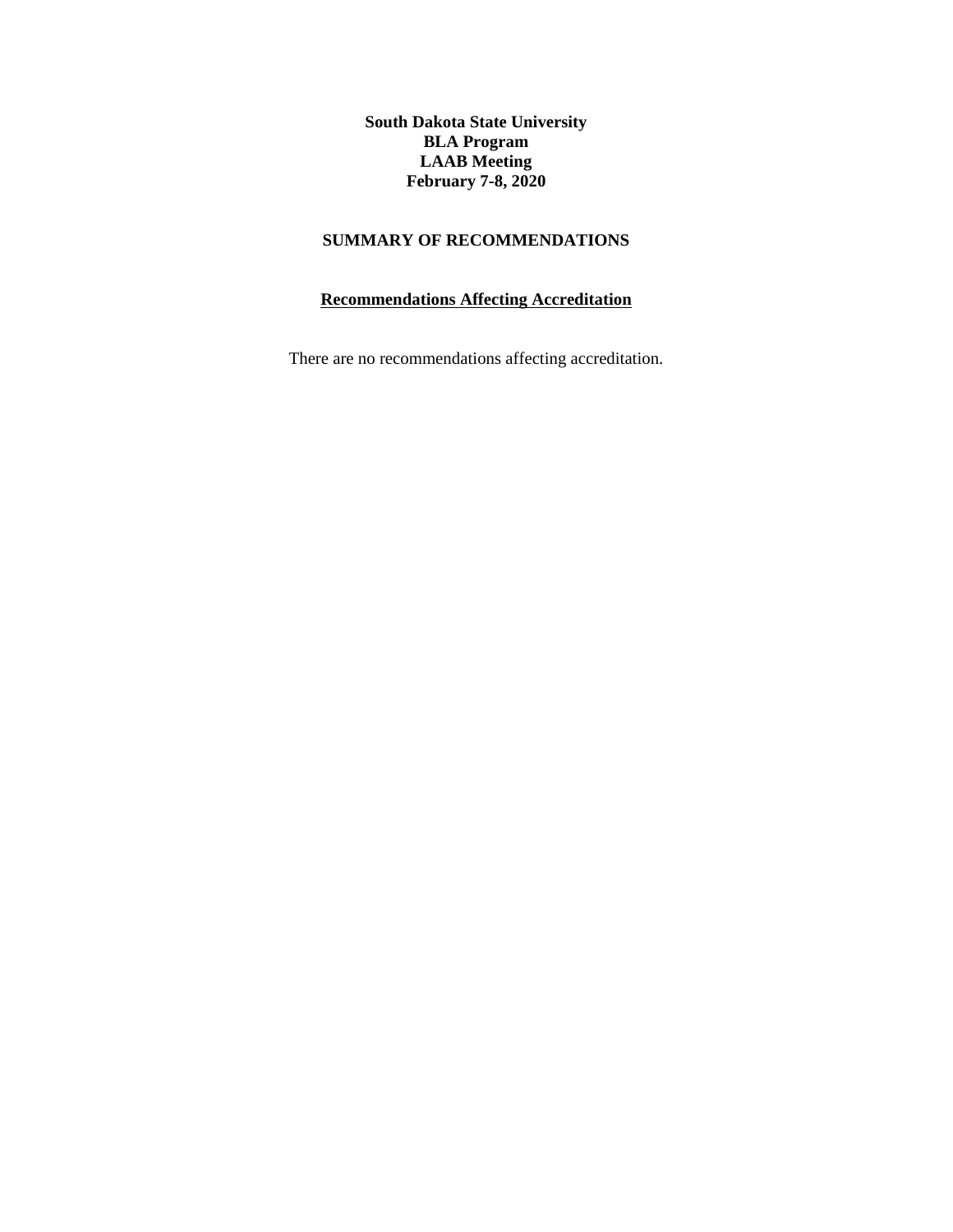**South Dakota State University**
**BLA Program**
**LAAB Meeting**
**February 7-8, 2020**

## SUMMARY OF RECOMMENDATIONS

### Recommendations Affecting Accreditation

There are no recommendations affecting accreditation.